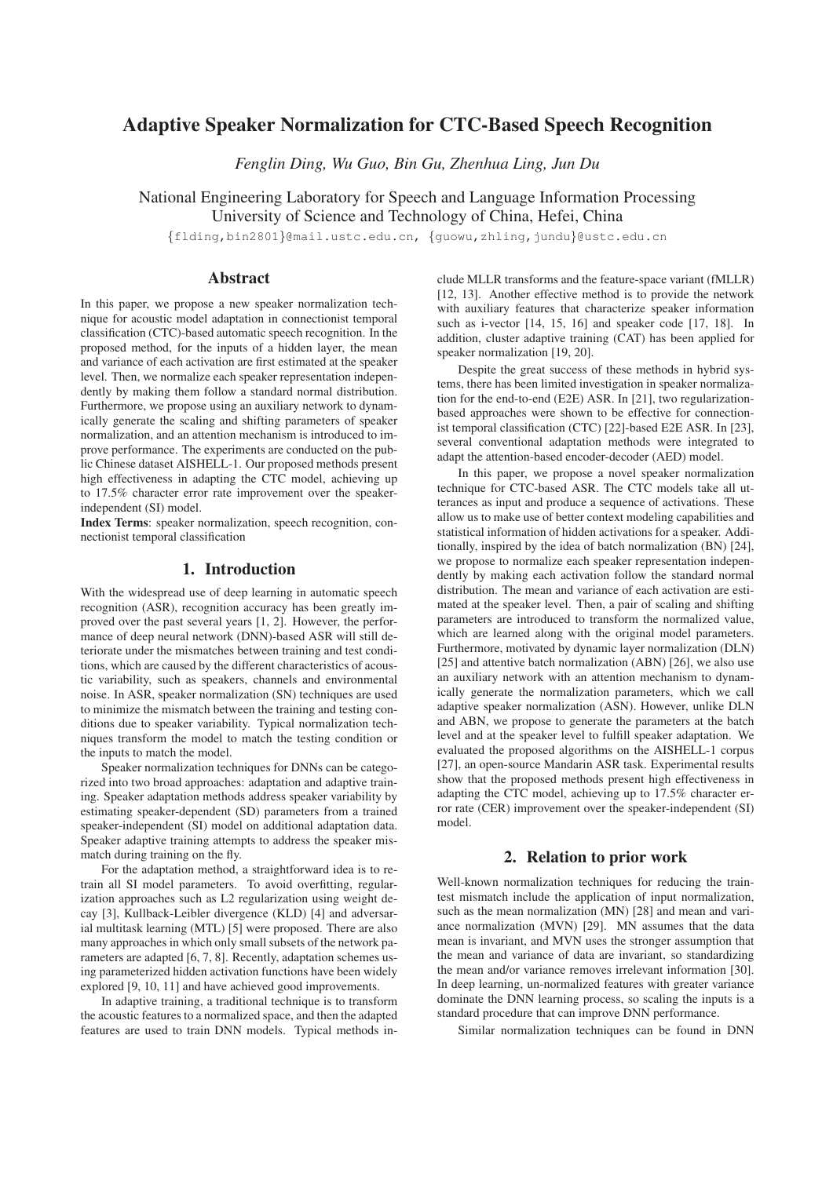# Adaptive Speaker Normalization for CTC-Based Speech Recognition

*Fenglin Ding, Wu Guo, Bin Gu, Zhenhua Ling, Jun Du*

National Engineering Laboratory for Speech and Language Information Processing
University of Science and Technology of China, Hefei, China

{flding,bin2801}@mail.ustc.edu.cn, {guowu,zhling,jundu}@ustc.edu.cn

## Abstract

In this paper, we propose a new speaker normalization technique for acoustic model adaptation in connectionist temporal classification (CTC)-based automatic speech recognition. In the proposed method, for the inputs of a hidden layer, the mean and variance of each activation are first estimated at the speaker level. Then, we normalize each speaker representation independently by making them follow a standard normal distribution. Furthermore, we propose using an auxiliary network to dynamically generate the scaling and shifting parameters of speaker normalization, and an attention mechanism is introduced to improve performance. The experiments are conducted on the public Chinese dataset AISHELL-1. Our proposed methods present high effectiveness in adapting the CTC model, achieving up to 17.5% character error rate improvement over the speaker-independent (SI) model.

**Index Terms**: speaker normalization, speech recognition, connectionist temporal classification

## 1. Introduction

With the widespread use of deep learning in automatic speech recognition (ASR), recognition accuracy has been greatly improved over the past several years [1, 2]. However, the performance of deep neural network (DNN)-based ASR will still deteriorate under the mismatches between training and test conditions, which are caused by the different characteristics of acoustic variability, such as speakers, channels and environmental noise. In ASR, speaker normalization (SN) techniques are used to minimize the mismatch between the training and testing conditions due to speaker variability. Typical normalization techniques transform the model to match the testing condition or the inputs to match the model.

Speaker normalization techniques for DNNs can be categorized into two broad approaches: adaptation and adaptive training. Speaker adaptation methods address speaker variability by estimating speaker-dependent (SD) parameters from a trained speaker-independent (SI) model on additional adaptation data. Speaker adaptive training attempts to address the speaker mismatch during training on the fly.

For the adaptation method, a straightforward idea is to retrain all SI model parameters. To avoid overfitting, regularization approaches such as L2 regularization using weight decay [3], Kullback-Leibler divergence (KLD) [4] and adversarial multitask learning (MTL) [5] were proposed. There are also many approaches in which only small subsets of the network parameters are adapted [6, 7, 8]. Recently, adaptation schemes using parameterized hidden activation functions have been widely explored [9, 10, 11] and have achieved good improvements.

In adaptive training, a traditional technique is to transform the acoustic features to a normalized space, and then the adapted features are used to train DNN models. Typical methods include MLLR transforms and the feature-space variant (fMLLR) [12, 13]. Another effective method is to provide the network with auxiliary features that characterize speaker information such as i-vector [14, 15, 16] and speaker code [17, 18]. In addition, cluster adaptive training (CAT) has been applied for speaker normalization [19, 20].

Despite the great success of these methods in hybrid systems, there has been limited investigation in speaker normalization for the end-to-end (E2E) ASR. In [21], two regularization-based approaches were shown to be effective for connectionist temporal classification (CTC) [22]-based E2E ASR. In [23], several conventional adaptation methods were integrated to adapt the attention-based encoder-decoder (AED) model.

In this paper, we propose a novel speaker normalization technique for CTC-based ASR. The CTC models take all utterances as input and produce a sequence of activations. These allow us to make use of better context modeling capabilities and statistical information of hidden activations for a speaker. Additionally, inspired by the idea of batch normalization (BN) [24], we propose to normalize each speaker representation independently by making each activation follow the standard normal distribution. The mean and variance of each activation are estimated at the speaker level. Then, a pair of scaling and shifting parameters are introduced to transform the normalized value, which are learned along with the original model parameters. Furthermore, motivated by dynamic layer normalization (DLN) [25] and attentive batch normalization (ABN) [26], we also use an auxiliary network with an attention mechanism to dynamically generate the normalization parameters, which we call adaptive speaker normalization (ASN). However, unlike DLN and ABN, we propose to generate the parameters at the batch level and at the speaker level to fulfill speaker adaptation. We evaluated the proposed algorithms on the AISHELL-1 corpus [27], an open-source Mandarin ASR task. Experimental results show that the proposed methods present high effectiveness in adapting the CTC model, achieving up to 17.5% character error rate (CER) improvement over the speaker-independent (SI) model.

## 2. Relation to prior work

Well-known normalization techniques for reducing the train-test mismatch include the application of input normalization, such as the mean normalization (MN) [28] and mean and variance normalization (MVN) [29]. MN assumes that the data mean is invariant, and MVN uses the stronger assumption that the mean and variance of data are invariant, so standardizing the mean and/or variance removes irrelevant information [30]. In deep learning, un-normalized features with greater variance dominate the DNN learning process, so scaling the inputs is a standard procedure that can improve DNN performance.

Similar normalization techniques can be found in DNN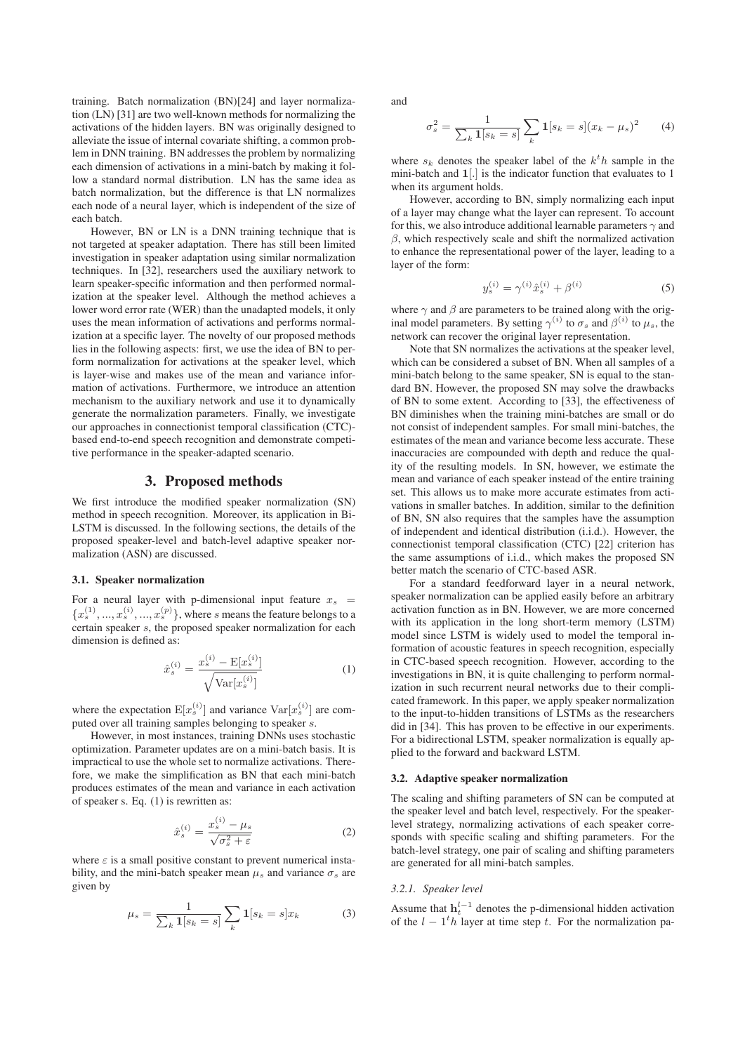training. Batch normalization (BN)[24] and layer normalization (LN) [31] are two well-known methods for normalizing the activations of the hidden layers. BN was originally designed to alleviate the issue of internal covariate shifting, a common problem in DNN training. BN addresses the problem by normalizing each dimension of activations in a mini-batch by making it follow a standard normal distribution. LN has the same idea as batch normalization, but the difference is that LN normalizes each node of a neural layer, which is independent of the size of each batch.

However, BN or LN is a DNN training technique that is not targeted at speaker adaptation. There has still been limited investigation in speaker adaptation using similar normalization techniques. In [32], researchers used the auxiliary network to learn speaker-specific information and then performed normalization at the speaker level. Although the method achieves a lower word error rate (WER) than the unadapted models, it only uses the mean information of activations and performs normalization at a specific layer. The novelty of our proposed methods lies in the following aspects: first, we use the idea of BN to perform normalization for activations at the speaker level, which is layer-wise and makes use of the mean and variance information of activations. Furthermore, we introduce an attention mechanism to the auxiliary network and use it to dynamically generate the normalization parameters. Finally, we investigate our approaches in connectionist temporal classification (CTC)-based end-to-end speech recognition and demonstrate competitive performance in the speaker-adapted scenario.

## 3. Proposed methods

We first introduce the modified speaker normalization (SN) method in speech recognition. Moreover, its application in Bi-LSTM is discussed. In the following sections, the details of the proposed speaker-level and batch-level adaptive speaker normalization (ASN) are discussed.

### 3.1. Speaker normalization

For a neural layer with p-dimensional input feature $x_s = \{x_s^{(1)}, ..., x_s^{(i)}, ..., x_s^{(p)}\}$, where $s$ means the feature belongs to a certain speaker $s$, the proposed speaker normalization for each dimension is defined as:

$$\hat{x}_s^{(i)} = \frac{x_s^{(i)} - \mathrm{E}[x_s^{(i)}]}{\sqrt{\mathrm{Var}[x_s^{(i)}]}} \tag{1}$$

where the expectation $\mathrm{E}[x_s^{(i)}]$ and variance $\mathrm{Var}[x_s^{(i)}]$ are computed over all training samples belonging to speaker $s$.

However, in most instances, training DNNs uses stochastic optimization. Parameter updates are on a mini-batch basis. It is impractical to use the whole set to normalize activations. Therefore, we make the simplification as BN that each mini-batch produces estimates of the mean and variance in each activation of speaker s. Eq. (1) is rewritten as:

$$\hat{x}_s^{(i)} = \frac{x_s^{(i)} - \mu_s}{\sqrt{\sigma_s^2 + \varepsilon}} \tag{2}$$

where $\varepsilon$ is a small positive constant to prevent numerical instability, and the mini-batch speaker mean $\mu_s$ and variance $\sigma_s$ are given by

$$\mu_s = \frac{1}{\sum_k \mathbf{1}[s_k = s]} \sum_k \mathbf{1}[s_k = s] x_k \tag{3}$$

and

$$\sigma_s^2 = \frac{1}{\sum_k \mathbf{1}[s_k = s]} \sum_k \mathbf{1}[s_k = s](x_k - \mu_s)^2 \tag{4}$$

where $s_k$ denotes the speaker label of the $k^th$ sample in the mini-batch and $\mathbf{1}[.]$ is the indicator function that evaluates to 1 when its argument holds.

However, according to BN, simply normalizing each input of a layer may change what the layer can represent. To account for this, we also introduce additional learnable parameters $\gamma$ and $\beta$, which respectively scale and shift the normalized activation to enhance the representational power of the layer, leading to a layer of the form:

$$y_s^{(i)} = \gamma^{(i)} \hat{x}_s^{(i)} + \beta^{(i)} \tag{5}$$

where $\gamma$ and $\beta$ are parameters to be trained along with the original model parameters. By setting $\gamma^{(i)}$ to $\sigma_s$ and $\beta^{(i)}$ to $\mu_s$, the network can recover the original layer representation.

Note that SN normalizes the activations at the speaker level, which can be considered a subset of BN. When all samples of a mini-batch belong to the same speaker, SN is equal to the standard BN. However, the proposed SN may solve the drawbacks of BN to some extent. According to [33], the effectiveness of BN diminishes when the training mini-batches are small or do not consist of independent samples. For small mini-batches, the estimates of the mean and variance become less accurate. These inaccuracies are compounded with depth and reduce the quality of the resulting models. In SN, however, we estimate the mean and variance of each speaker instead of the entire training set. This allows us to make more accurate estimates from activations in smaller batches. In addition, similar to the definition of BN, SN also requires that the samples have the assumption of independent and identical distribution (i.i.d.). However, the connectionist temporal classification (CTC) [22] criterion has the same assumptions of i.i.d., which makes the proposed SN better match the scenario of CTC-based ASR.

For a standard feedforward layer in a neural network, speaker normalization can be applied easily before an arbitrary activation function as in BN. However, we are more concerned with its application in the long short-term memory (LSTM) model since LSTM is widely used to model the temporal information of acoustic features in speech recognition, especially in CTC-based speech recognition. However, according to the investigations in BN, it is quite challenging to perform normalization in such recurrent neural networks due to their complicated framework. In this paper, we apply speaker normalization to the input-to-hidden transitions of LSTMs as the researchers did in [34]. This has proven to be effective in our experiments. For a bidirectional LSTM, speaker normalization is equally applied to the forward and backward LSTM.

### 3.2. Adaptive speaker normalization

The scaling and shifting parameters of SN can be computed at the speaker level and batch level, respectively. For the speaker-level strategy, normalizing activations of each speaker corresponds with specific scaling and shifting parameters. For the batch-level strategy, one pair of scaling and shifting parameters are generated for all mini-batch samples.

#### *3.2.1. Speaker level*

Assume that $\mathbf{h}_t^{l-1}$ denotes the p-dimensional hidden activation of the $l-1^th$ layer at time step $t$. For the normalization pa-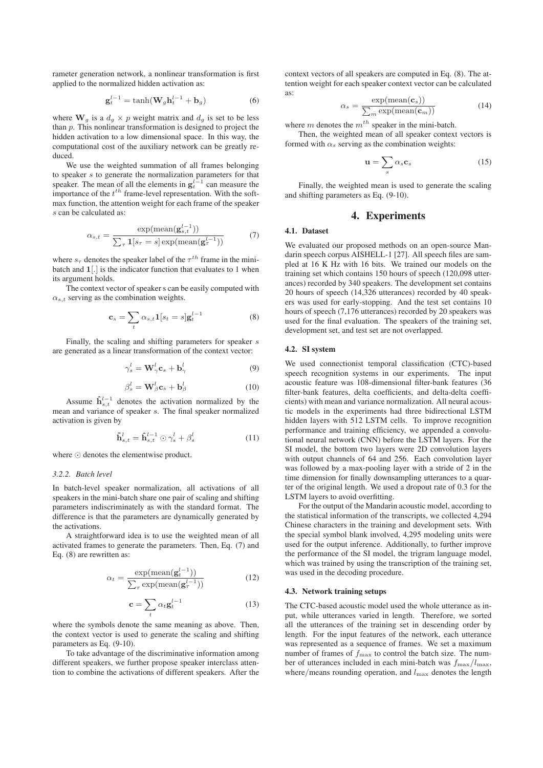rameter generation network, a nonlinear transformation is first applied to the normalized hidden activation as:

$$\mathbf{g}_t^{l-1} = \tanh(\mathbf{W}_g \mathbf{h}_t^{l-1} + \mathbf{b}_g) \tag{6}$$

where $\mathbf{W}_g$ is a $d_g \times p$ weight matrix and $d_g$ is set to be less than $p$. This nonlinear transformation is designed to project the hidden activation to a low dimensional space. In this way, the computational cost of the auxiliary network can be greatly reduced.

We use the weighted summation of all frames belonging to speaker $s$ to generate the normalization parameters for that speaker. The mean of all the elements in $\mathbf{g}_t^{l-1}$ can measure the importance of the $t^{th}$ frame-level representation. With the softmax function, the attention weight for each frame of the speaker $s$ can be calculated as:

$$\alpha_{s,t} = \frac{\exp(\text{mean}(\mathbf{g}_{s,t}^{l-1}))}{\sum_\tau \mathbf{1}[s_\tau = s] \exp(\text{mean}(\mathbf{g}_\tau^{l-1}))} \tag{7}$$

where $s_\tau$ denotes the speaker label of the $\tau^{th}$ frame in the mini-batch and $\mathbf{1}[.]$ is the indicator function that evaluates to 1 when its argument holds.

The context vector of speaker s can be easily computed with $\alpha_{s,t}$ serving as the combination weights.

$$\mathbf{c}_s = \sum_t \alpha_{s,t} \mathbf{1}[s_t = s] \mathbf{g}_t^{l-1} \tag{8}$$

Finally, the scaling and shifting parameters for speaker $s$ are generated as a linear transformation of the context vector:

$$\gamma_s^l = \mathbf{W}_\gamma^l \mathbf{c}_s + \mathbf{b}_\gamma^l \tag{9}$$

$$\beta_s^l = \mathbf{W}_\beta^l \mathbf{c}_s + \mathbf{b}_\beta^l \tag{10}$$

Assume $\hat{\mathbf{h}}_{s,t}^{l-1}$ denotes the activation normalized by the mean and variance of speaker $s$. The final speaker normalized activation is given by

$$\tilde{\mathbf{h}}_{s,t}^l = \hat{\mathbf{h}}_{s,t}^{l-1} \odot \gamma_s^l + \beta_s^l \tag{11}$$

where $\odot$ denotes the elementwise product.

#### *3.2.2. Batch level*

In batch-level speaker normalization, all activations of all speakers in the mini-batch share one pair of scaling and shifting parameters indiscriminately as with the standard format. The difference is that the parameters are dynamically generated by the activations.

A straightforward idea is to use the weighted mean of all activated frames to generate the parameters. Then, Eq. (7) and Eq. (8) are rewritten as:

$$\alpha_t = \frac{\exp(\text{mean}(\mathbf{g}_t^{l-1}))}{\sum_\tau \exp(\text{mean}(\mathbf{g}_\tau^{l-1}))} \tag{12}$$

$$\mathbf{c} = \sum_t \alpha_t \mathbf{g}_t^{l-1} \tag{13}$$

where the symbols denote the same meaning as above. Then, the context vector is used to generate the scaling and shifting parameters as Eq. (9-10).

To take advantage of the discriminative information among different speakers, we further propose speaker interclass attention to combine the activations of different speakers. After the context vectors of all speakers are computed in Eq. (8). The attention weight for each speaker context vector can be calculated as:

$$\alpha_s = \frac{\exp(\text{mean}(\mathbf{c}_s))}{\sum_m \exp(\text{mean}(\mathbf{c}_m))} \tag{14}$$

where $m$ denotes the $m^{th}$ speaker in the mini-batch.

Then, the weighted mean of all speaker context vectors is formed with $\alpha_s$ serving as the combination weights:

$$\mathbf{u} = \sum_s \alpha_s \mathbf{c}_s \tag{15}$$

Finally, the weighted mean is used to generate the scaling and shifting parameters as Eq. (9-10).

## 4. Experiments

### 4.1. Dataset

We evaluated our proposed methods on an open-source Mandarin speech corpus AISHELL-1 [27]. All speech files are sampled at 16 K Hz with 16 bits. We trained our models on the training set which contains 150 hours of speech (120,098 utterances) recorded by 340 speakers. The development set contains 20 hours of speech (14,326 utterances) recorded by 40 speakers was used for early-stopping. And the test set contains 10 hours of speech (7,176 utterances) recorded by 20 speakers was used for the final evaluation. The speakers of the training set, development set, and test set are not overlapped.

### 4.2. SI system

We used connectionist temporal classification (CTC)-based speech recognition systems in our experiments. The input acoustic feature was 108-dimensional filter-bank features (36 filter-bank features, delta coefficients, and delta-delta coefficients) with mean and variance normalization. All neural acoustic models in the experiments had three bidirectional LSTM hidden layers with 512 LSTM cells. To improve recognition performance and training efficiency, we appended a convolutional neural network (CNN) before the LSTM layers. For the SI model, the bottom two layers were 2D convolution layers with output channels of 64 and 256. Each convolution layer was followed by a max-pooling layer with a stride of 2 in the time dimension for finally downsampling utterances to a quarter of the original length. We used a dropout rate of 0.3 for the LSTM layers to avoid overfitting.

For the output of the Mandarin acoustic model, according to the statistical information of the transcripts, we collected 4,294 Chinese characters in the training and development sets. With the special symbol blank involved, 4,295 modeling units were used for the output inference. Additionally, to further improve the performance of the SI model, the trigram language model, which was trained by using the transcription of the training set, was used in the decoding procedure.

### 4.3. Network training setups

The CTC-based acoustic model used the whole utterance as input, while utterances varied in length. Therefore, we sorted all the utterances of the training set in descending order by length. For the input features of the network, each utterance was represented as a sequence of frames. We set a maximum number of frames of $f_{\max}$ to control the batch size. The number of utterances included in each mini-batch was $f_{\max}/l_{\max}$, where/means rounding operation, and $l_{\max}$ denotes the length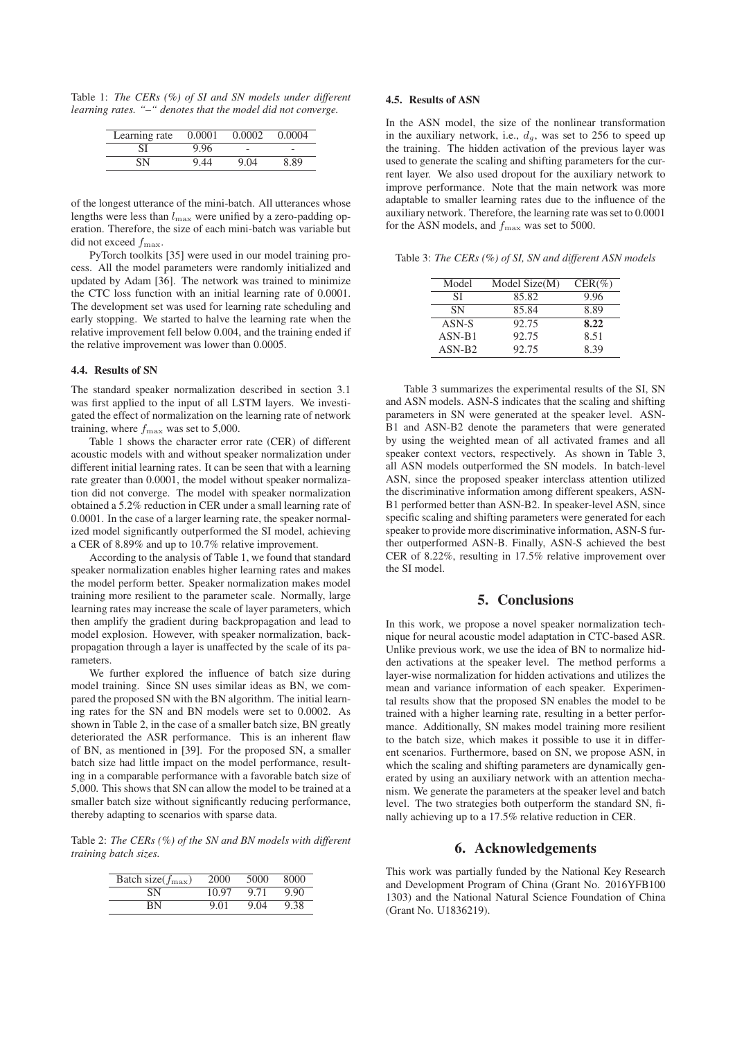Table 1: *The CERs (%) of SI and SN models under different learning rates. "–" denotes that the model did not converge.*

| Learning rate | 0.0001 | 0.0002 | 0.0004 |
| --- | --- | --- | --- |
| SI | 9.96 | - | - |
| SN | 9.44 | 9.04 | 8.89 |

of the longest utterance of the mini-batch. All utterances whose lengths were less than $l_{\max}$ were unified by a zero-padding operation. Therefore, the size of each mini-batch was variable but did not exceed $f_{\max}$.

PyTorch toolkits [35] were used in our model training process. All the model parameters were randomly initialized and updated by Adam [36]. The network was trained to minimize the CTC loss function with an initial learning rate of 0.0001. The development set was used for learning rate scheduling and early stopping. We started to halve the learning rate when the relative improvement fell below 0.004, and the training ended if the relative improvement was lower than 0.0005.

### 4.4. Results of SN

The standard speaker normalization described in section 3.1 was first applied to the input of all LSTM layers. We investigated the effect of normalization on the learning rate of network training, where $f_{\max}$ was set to 5,000.

Table 1 shows the character error rate (CER) of different acoustic models with and without speaker normalization under different initial learning rates. It can be seen that with a learning rate greater than 0.0001, the model without speaker normalization did not converge. The model with speaker normalization obtained a 5.2% reduction in CER under a small learning rate of 0.0001. In the case of a larger learning rate, the speaker normalized model significantly outperformed the SI model, achieving a CER of 8.89% and up to 10.7% relative improvement.

According to the analysis of Table 1, we found that standard speaker normalization enables higher learning rates and makes the model perform better. Speaker normalization makes model training more resilient to the parameter scale. Normally, large learning rates may increase the scale of layer parameters, which then amplify the gradient during backpropagation and lead to model explosion. However, with speaker normalization, backpropagation through a layer is unaffected by the scale of its parameters.

We further explored the influence of batch size during model training. Since SN uses similar ideas as BN, we compared the proposed SN with the BN algorithm. The initial learning rates for the SN and BN models were set to 0.0002. As shown in Table 2, in the case of a smaller batch size, BN greatly deteriorated the ASR performance. This is an inherent flaw of BN, as mentioned in [39]. For the proposed SN, a smaller batch size had little impact on the model performance, resulting in a comparable performance with a favorable batch size of 5,000. This shows that SN can allow the model to be trained at a smaller batch size without significantly reducing performance, thereby adapting to scenarios with sparse data.

Table 2: *The CERs (%) of the SN and BN models with different training batch sizes.*

| Batch size($f_{\max}$) | 2000 | 5000 | 8000 |
| --- | --- | --- | --- |
| SN | 10.97 | 9.71 | 9.90 |
| BN | 9.01 | 9.04 | 9.38 |

### 4.5. Results of ASN

In the ASN model, the size of the nonlinear transformation in the auxiliary network, i.e., $d_g$, was set to 256 to speed up the training. The hidden activation of the previous layer was used to generate the scaling and shifting parameters for the current layer. We also used dropout for the auxiliary network to improve performance. Note that the main network was more adaptable to smaller learning rates due to the influence of the auxiliary network. Therefore, the learning rate was set to 0.0001 for the ASN models, and $f_{\max}$ was set to 5000.

Table 3: *The CERs (%) of SI, SN and different ASN models*

| Model | Model Size(M) | CER(%) |
| --- | --- | --- |
| SI | 85.82 | 9.96 |
| SN | 85.84 | 8.89 |
| ASN-S | 92.75 | **8.22** |
| ASN-B1 | 92.75 | 8.51 |
| ASN-B2 | 92.75 | 8.39 |

Table 3 summarizes the experimental results of the SI, SN and ASN models. ASN-S indicates that the scaling and shifting parameters in SN were generated at the speaker level. ASN-B1 and ASN-B2 denote the parameters that were generated by using the weighted mean of all activated frames and all speaker context vectors, respectively. As shown in Table 3, all ASN models outperformed the SN models. In batch-level ASN, since the proposed speaker interclass attention utilized the discriminative information among different speakers, ASN-B1 performed better than ASN-B2. In speaker-level ASN, since specific scaling and shifting parameters were generated for each speaker to provide more discriminative information, ASN-S further outperformed ASN-B. Finally, ASN-S achieved the best CER of 8.22%, resulting in 17.5% relative improvement over the SI model.

## 5. Conclusions

In this work, we propose a novel speaker normalization technique for neural acoustic model adaptation in CTC-based ASR. Unlike previous work, we use the idea of BN to normalize hidden activations at the speaker level. The method performs a layer-wise normalization for hidden activations and utilizes the mean and variance information of each speaker. Experimental results show that the proposed SN enables the model to be trained with a higher learning rate, resulting in a better performance. Additionally, SN makes model training more resilient to the batch size, which makes it possible to use it in different scenarios. Furthermore, based on SN, we propose ASN, in which the scaling and shifting parameters are dynamically generated by using an auxiliary network with an attention mechanism. We generate the parameters at the speaker level and batch level. The two strategies both outperform the standard SN, finally achieving up to a 17.5% relative reduction in CER.

## 6. Acknowledgements

This work was partially funded by the National Key Research and Development Program of China (Grant No. 2016YFB100 1303) and the National Natural Science Foundation of China (Grant No. U1836219).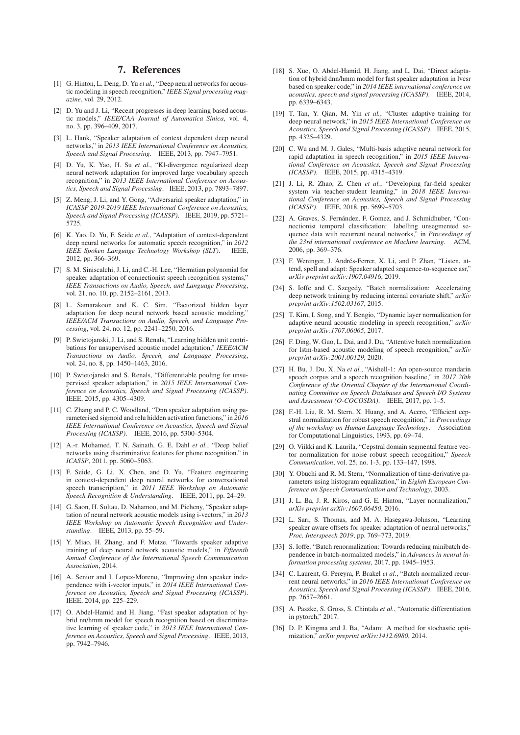## 7. References

[1] G. Hinton, L. Deng, D. Yu *et al.*, "Deep neural networks for acoustic modeling in speech recognition," *IEEE Signal processing magazine*, vol. 29, 2012.

[2] D. Yu and J. Li, "Recent progresses in deep learning based acoustic models," *IEEE/CAA Journal of Automatica Sinica*, vol. 4, no. 3, pp. 396–409, 2017.

[3] L. Hank, "Speaker adaptation of context dependent deep neural networks," in *2013 IEEE International Conference on Acoustics, Speech and Signal Processing*. IEEE, 2013, pp. 7947–7951.

[4] D. Yu, K. Yao, H. Su *et al.*, "Kl-divergence regularized deep neural network adaptation for improved large vocabulary speech recognition," in *2013 IEEE International Conference on Acoustics, Speech and Signal Processing*. IEEE, 2013, pp. 7893–7897.

[5] Z. Meng, J. Li, and Y. Gong, "Adversarial speaker adaptation," in *ICASSP 2019-2019 IEEE International Conference on Acoustics, Speech and Signal Processing (ICASSP)*. IEEE, 2019, pp. 5721–5725.

[6] K. Yao, D. Yu, F. Seide *et al.*, "Adaptation of context-dependent deep neural networks for automatic speech recognition," in *2012 IEEE Spoken Language Technology Workshop (SLT)*. IEEE, 2012, pp. 366–369.

[7] S. M. Siniscalchi, J. Li, and C.-H. Lee, "Hermitian polynomial for speaker adaptation of connectionist speech recognition systems," *IEEE Transactions on Audio, Speech, and Language Processing*, vol. 21, no. 10, pp. 2152–2161, 2013.

[8] L. Samarakoon and K. C. Sim, "Factorized hidden layer adaptation for deep neural network based acoustic modeling," *IEEE/ACM Transactions on Audio, Speech, and Language Processing*, vol. 24, no. 12, pp. 2241–2250, 2016.

[9] P. Swietojanski, J. Li, and S. Renals, "Learning hidden unit contributions for unsupervised acoustic model adaptation," *IEEE/ACM Transactions on Audio, Speech, and Language Processing*, vol. 24, no. 8, pp. 1450–1463, 2016.

[10] P. Swietojanski and S. Renals, "Differentiable pooling for unsupervised speaker adaptation," in *2015 IEEE International Conference on Acoustics, Speech and Signal Processing (ICASSP)*. IEEE, 2015, pp. 4305–4309.

[11] C. Zhang and P. C. Woodland, "Dnn speaker adaptation using parameterised sigmoid and relu hidden activation functions," in *2016 IEEE International Conference on Acoustics, Speech and Signal Processing (ICASSP)*. IEEE, 2016, pp. 5300–5304.

[12] A.-r. Mohamed, T. N. Sainath, G. E. Dahl *et al.*, "Deep belief networks using discriminative features for phone recognition." in *ICASSP*, 2011, pp. 5060–5063.

[13] F. Seide, G. Li, X. Chen, and D. Yu, "Feature engineering in context-dependent deep neural networks for conversational speech transcription," in *2011 IEEE Workshop on Automatic Speech Recognition & Understanding*. IEEE, 2011, pp. 24–29.

[14] G. Saon, H. Soltau, D. Nahamoo, and M. Picheny, "Speaker adaptation of neural network acoustic models using i-vectors," in *2013 IEEE Workshop on Automatic Speech Recognition and Understanding*. IEEE, 2013, pp. 55–59.

[15] Y. Miao, H. Zhang, and F. Metze, "Towards speaker adaptive training of deep neural network acoustic models," in *Fifteenth Annual Conference of the International Speech Communication Association*, 2014.

[16] A. Senior and I. Lopez-Moreno, "Improving dnn speaker independence with i-vector inputs," in *2014 IEEE International Conference on Acoustics, Speech and Signal Processing (ICASSP)*. IEEE, 2014, pp. 225–229.

[17] O. Abdel-Hamid and H. Jiang, "Fast speaker adaptation of hybrid nn/hmm model for speech recognition based on discriminative learning of speaker code," in *2013 IEEE International Conference on Acoustics, Speech and Signal Processing*. IEEE, 2013, pp. 7942–7946.

[18] S. Xue, O. Abdel-Hamid, H. Jiang, and L. Dai, "Direct adaptation of hybrid dnn/hmm model for fast speaker adaptation in lvcsr based on speaker code," in *2014 IEEE international conference on acoustics, speech and signal processing (ICASSP)*. IEEE, 2014, pp. 6339–6343.

[19] T. Tan, Y. Qian, M. Yin *et al.*, "Cluster adaptive training for deep neural network," in *2015 IEEE International Conference on Acoustics, Speech and Signal Processing (ICASSP)*. IEEE, 2015, pp. 4325–4329.

[20] C. Wu and M. J. Gales, "Multi-basis adaptive neural network for rapid adaptation in speech recognition," in *2015 IEEE International Conference on Acoustics, Speech and Signal Processing (ICASSP)*. IEEE, 2015, pp. 4315–4319.

[21] J. Li, R. Zhao, Z. Chen *et al.*, "Developing far-field speaker system via teacher-student learning," in *2018 IEEE International Conference on Acoustics, Speech and Signal Processing (ICASSP)*. IEEE, 2018, pp. 5699–5703.

[22] A. Graves, S. Fernández, F. Gomez, and J. Schmidhuber, "Connectionist temporal classification: labelling unsegmented sequence data with recurrent neural networks," in *Proceedings of the 23rd international conference on Machine learning*. ACM, 2006, pp. 369–376.

[23] F. Weninger, J. Andrés-Ferrer, X. Li, and P. Zhan, "Listen, attend, spell and adapt: Speaker adapted sequence-to-sequence asr," *arXiv preprint arXiv:1907.04916*, 2019.

[24] S. Ioffe and C. Szegedy, "Batch normalization: Accelerating deep network training by reducing internal covariate shift," *arXiv preprint arXiv:1502.03167*, 2015.

[25] T. Kim, I. Song, and Y. Bengio, "Dynamic layer normalization for adaptive neural acoustic modeling in speech recognition," *arXiv preprint arXiv:1707.06065*, 2017.

[26] F. Ding, W. Guo, L. Dai, and J. Du, "Attentive batch normalization for lstm-based acoustic modeling of speech recognition," *arXiv preprint arXiv:2001.00129*, 2020.

[27] H. Bu, J. Du, X. Na *et al.*, "Aishell-1: An open-source mandarin speech corpus and a speech recognition baseline," in *2017 20th Conference of the Oriental Chapter of the International Coordinating Committee on Speech Databases and Speech I/O Systems and Assessment (O-COCOSDA)*. IEEE, 2017, pp. 1–5.

[28] F.-H. Liu, R. M. Stern, X. Huang, and A. Acero, "Efficient cepstral normalization for robust speech recognition," in *Proceedings of the workshop on Human Language Technology*. Association for Computational Linguistics, 1993, pp. 69–74.

[29] O. Viikki and K. Laurila, "Cepstral domain segmental feature vector normalization for noise robust speech recognition," *Speech Communication*, vol. 25, no. 1-3, pp. 133–147, 1998.

[30] Y. Obuchi and R. M. Stern, "Normalization of time-derivative parameters using histogram equalization," in *Eighth European Conference on Speech Communication and Technology*, 2003.

[31] J. L. Ba, J. R. Kiros, and G. E. Hinton, "Layer normalization," *arXiv preprint arXiv:1607.06450*, 2016.

[32] L. Sarı, S. Thomas, and M. A. Hasegawa-Johnson, "Learning speaker aware offsets for speaker adaptation of neural networks," *Proc. Interspeech 2019*, pp. 769–773, 2019.

[33] S. Ioffe, "Batch renormalization: Towards reducing minibatch dependence in batch-normalized models," in *Advances in neural information processing systems*, 2017, pp. 1945–1953.

[34] C. Laurent, G. Pereyra, P. Brakel *et al.*, "Batch normalized recurrent neural networks," in *2016 IEEE International Conference on Acoustics, Speech and Signal Processing (ICASSP)*. IEEE, 2016, pp. 2657–2661.

[35] A. Paszke, S. Gross, S. Chintala *et al.*, "Automatic differentiation in pytorch," 2017.

[36] D. P. Kingma and J. Ba, "Adam: A method for stochastic optimization," *arXiv preprint arXiv:1412.6980*, 2014.